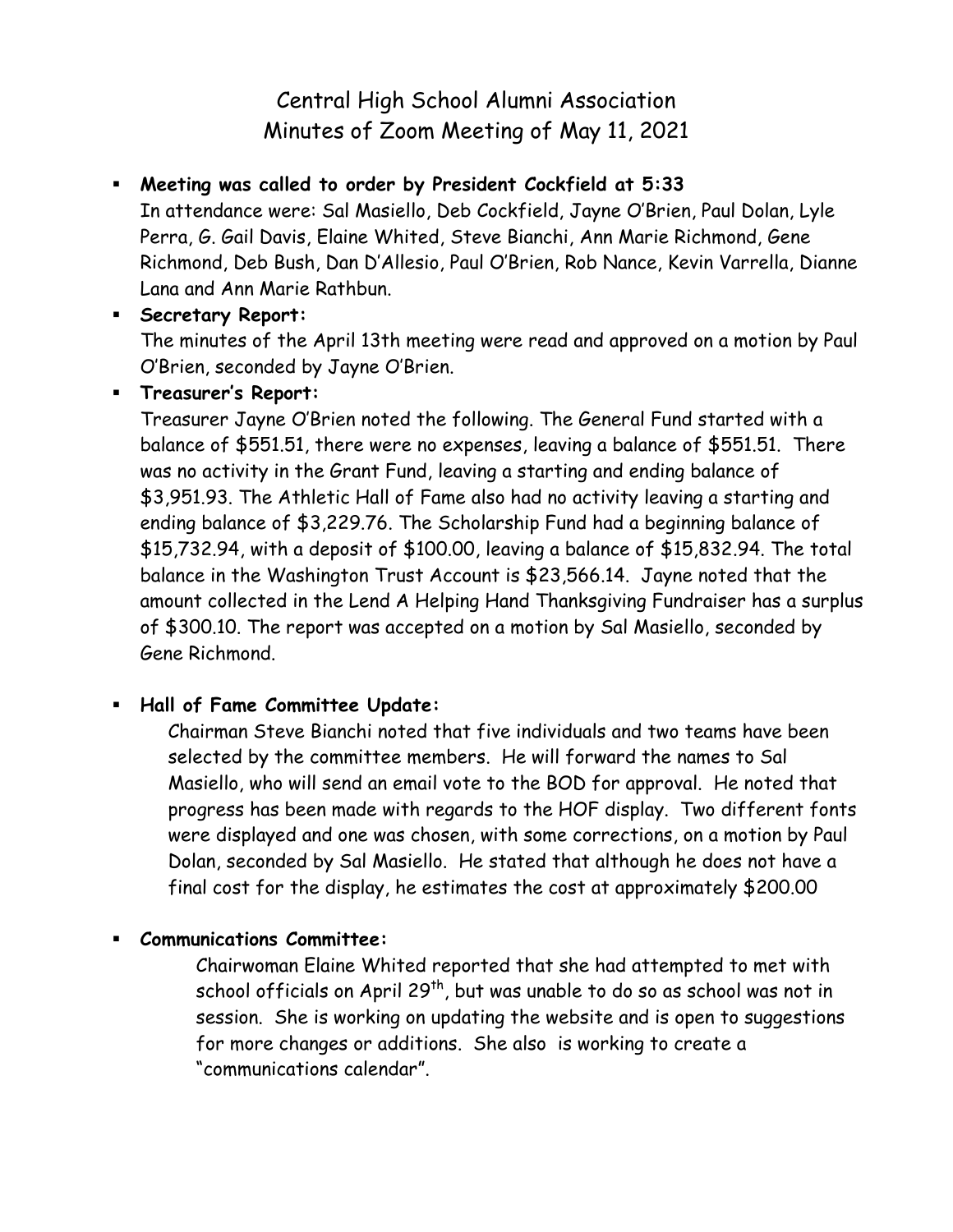# Central High School Alumni Association
## Minutes of Zoom Meeting of May 11, 2021

- **Meeting was called to order by President Cockfield at 5:33**
  In attendance were: Sal Masiello, Deb Cockfield, Jayne O'Brien, Paul Dolan, Lyle Perra, G. Gail Davis, Elaine Whited, Steve Bianchi, Ann Marie Richmond, Gene Richmond, Deb Bush, Dan D'Allesio, Paul O'Brien, Rob Nance, Kevin Varrella, Dianne Lana and Ann Marie Rathbun.

- **Secretary Report:**
  The minutes of the April 13th meeting were read and approved on a motion by Paul O'Brien, seconded by Jayne O'Brien.

- **Treasurer's Report:**
  Treasurer Jayne O'Brien noted the following. The General Fund started with a balance of $551.51, there were no expenses, leaving a balance of $551.51. There was no activity in the Grant Fund, leaving a starting and ending balance of $3,951.93. The Athletic Hall of Fame also had no activity leaving a starting and ending balance of $3,229.76. The Scholarship Fund had a beginning balance of $15,732.94, with a deposit of $100.00, leaving a balance of $15,832.94. The total balance in the Washington Trust Account is $23,566.14. Jayne noted that the amount collected in the Lend A Helping Hand Thanksgiving Fundraiser has a surplus of $300.10. The report was accepted on a motion by Sal Masiello, seconded by Gene Richmond.

- **Hall of Fame Committee Update:**
  Chairman Steve Bianchi noted that five individuals and two teams have been selected by the committee members. He will forward the names to Sal Masiello, who will send an email vote to the BOD for approval. He noted that progress has been made with regards to the HOF display. Two different fonts were displayed and one was chosen, with some corrections, on a motion by Paul Dolan, seconded by Sal Masiello. He stated that although he does not have a final cost for the display, he estimates the cost at approximately $200.00

- **Communications Committee:**
  Chairwoman Elaine Whited reported that she had attempted to met with school officials on April 29th, but was unable to do so as school was not in session. She is working on updating the website and is open to suggestions for more changes or additions. She also is working to create a "communications calendar".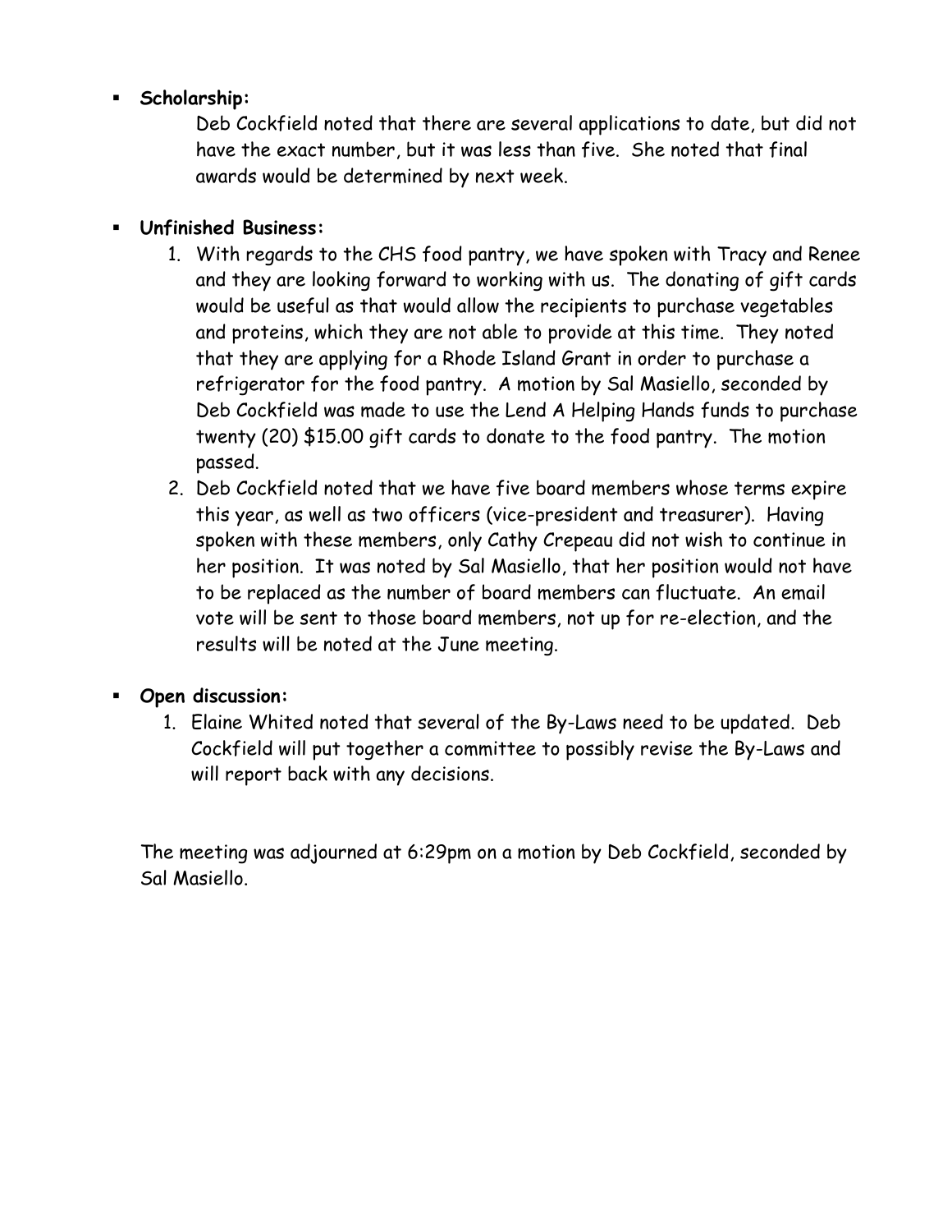- **Scholarship:**

  Deb Cockfield noted that there are several applications to date, but did not have the exact number, but it was less than five. She noted that final awards would be determined by next week.

- **Unfinished Business:**

  1. With regards to the CHS food pantry, we have spoken with Tracy and Renee and they are looking forward to working with us. The donating of gift cards would be useful as that would allow the recipients to purchase vegetables and proteins, which they are not able to provide at this time. They noted that they are applying for a Rhode Island Grant in order to purchase a refrigerator for the food pantry. A motion by Sal Masiello, seconded by Deb Cockfield was made to use the Lend A Helping Hands funds to purchase twenty (20) $15.00 gift cards to donate to the food pantry. The motion passed.
  2. Deb Cockfield noted that we have five board members whose terms expire this year, as well as two officers (vice-president and treasurer). Having spoken with these members, only Cathy Crepeau did not wish to continue in her position. It was noted by Sal Masiello, that her position would not have to be replaced as the number of board members can fluctuate. An email vote will be sent to those board members, not up for re-election, and the results will be noted at the June meeting.

- **Open discussion:**

  1. Elaine Whited noted that several of the By-Laws need to be updated. Deb Cockfield will put together a committee to possibly revise the By-Laws and will report back with any decisions.

The meeting was adjourned at 6:29pm on a motion by Deb Cockfield, seconded by Sal Masiello.